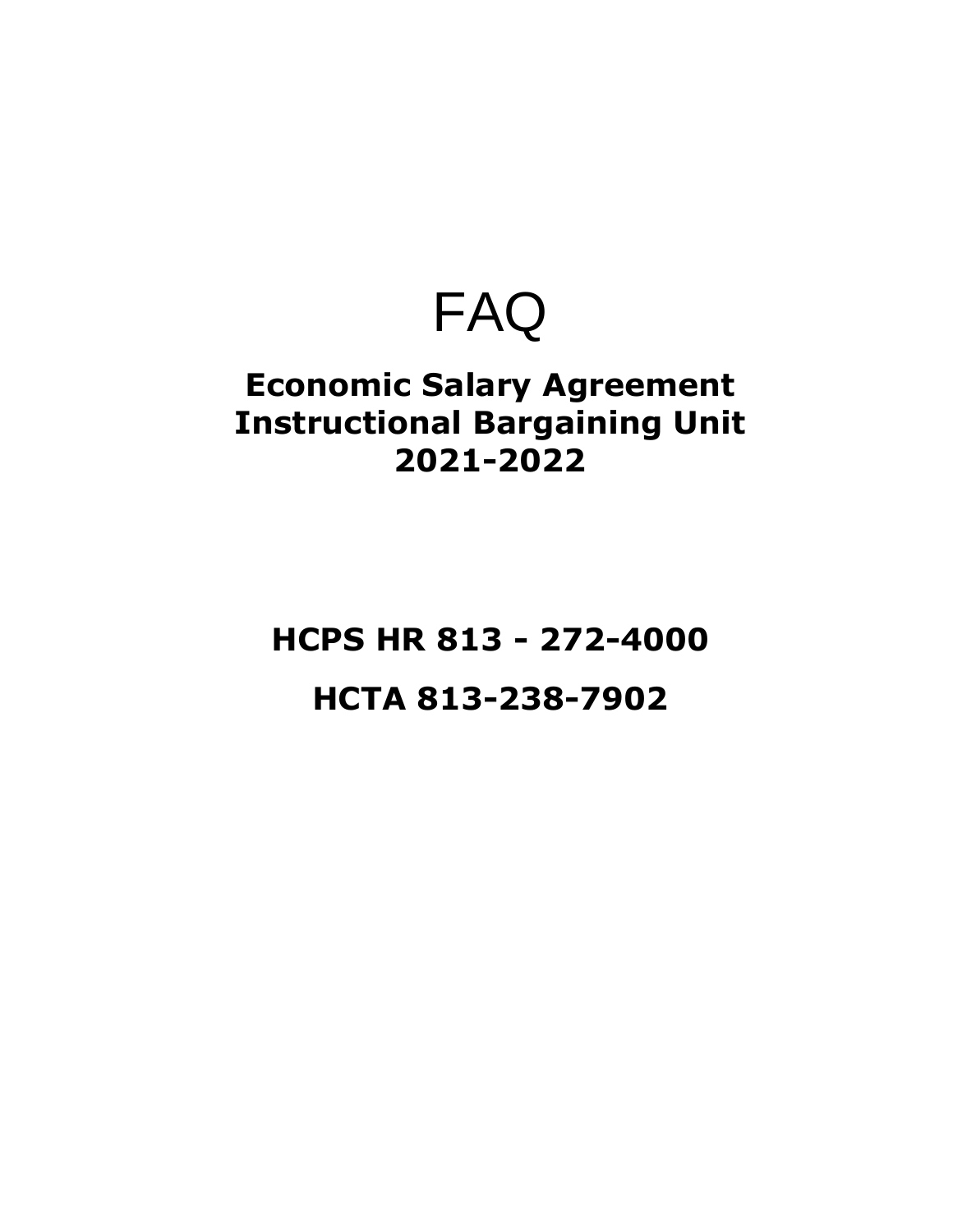# FAQ

## Economic Salary Agreement
## Instructional Bargaining Unit
## 2021-2022

**HCPS HR 813 - 272-4000**

**HCTA 813-238-7902**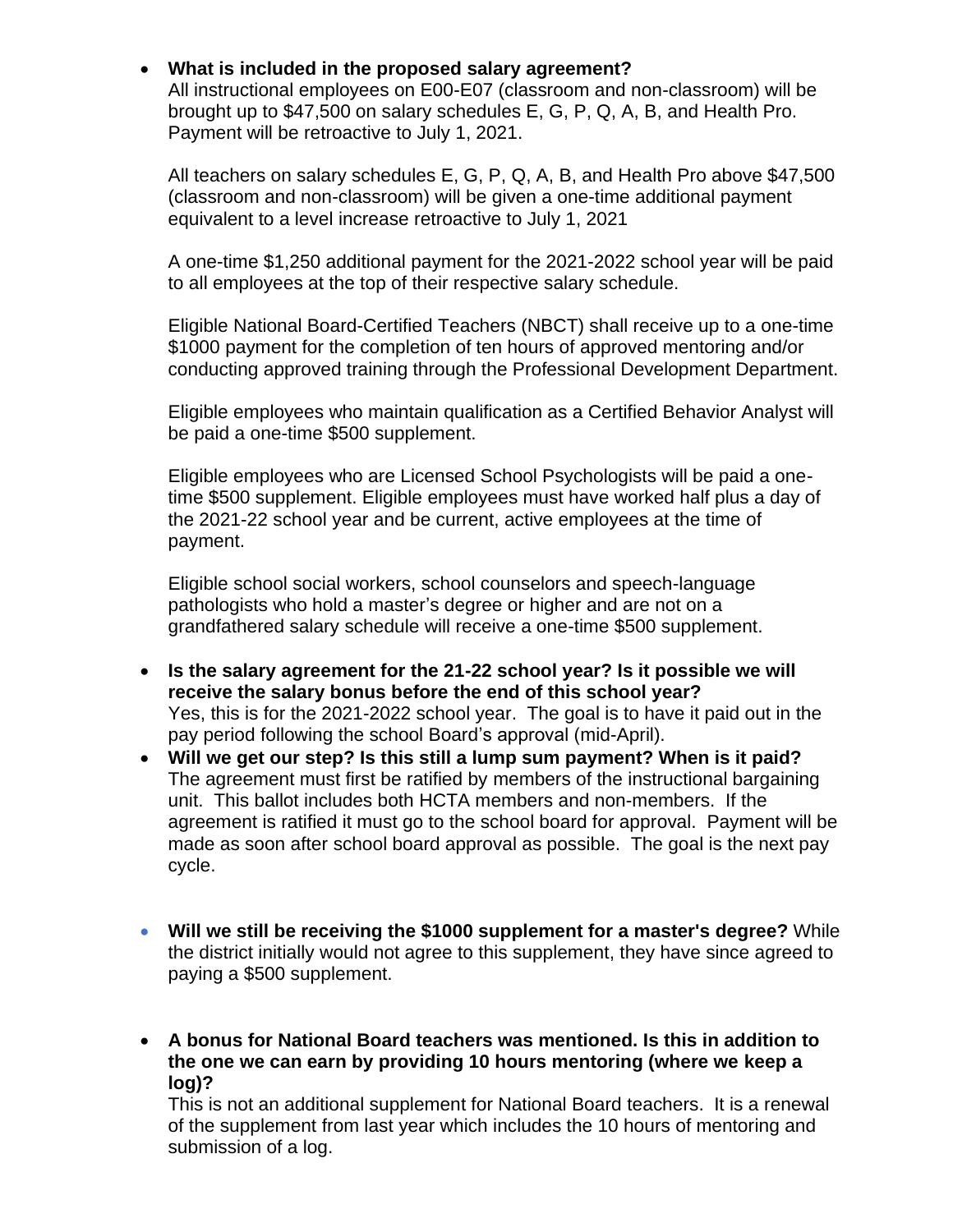- **What is included in the proposed salary agreement?**
  All instructional employees on E00-E07 (classroom and non-classroom) will be brought up to $47,500 on salary schedules E, G, P, Q, A, B, and Health Pro. Payment will be retroactive to July 1, 2021.

  All teachers on salary schedules E, G, P, Q, A, B, and Health Pro above $47,500 (classroom and non-classroom) will be given a one-time additional payment equivalent to a level increase retroactive to July 1, 2021

  A one-time $1,250 additional payment for the 2021-2022 school year will be paid to all employees at the top of their respective salary schedule.

  Eligible National Board-Certified Teachers (NBCT) shall receive up to a one-time $1000 payment for the completion of ten hours of approved mentoring and/or conducting approved training through the Professional Development Department.

  Eligible employees who maintain qualification as a Certified Behavior Analyst will be paid a one-time $500 supplement.

  Eligible employees who are Licensed School Psychologists will be paid a one-time $500 supplement. Eligible employees must have worked half plus a day of the 2021-22 school year and be current, active employees at the time of payment.

  Eligible school social workers, school counselors and speech-language pathologists who hold a master's degree or higher and are not on a grandfathered salary schedule will receive a one-time $500 supplement.

- **Is the salary agreement for the 21-22 school year? Is it possible we will receive the salary bonus before the end of this school year?**
  Yes, this is for the 2021-2022 school year. The goal is to have it paid out in the pay period following the school Board's approval (mid-April).
- **Will we get our step? Is this still a lump sum payment? When is it paid?**
  The agreement must first be ratified by members of the instructional bargaining unit. This ballot includes both HCTA members and non-members. If the agreement is ratified it must go to the school board for approval. Payment will be made as soon after school board approval as possible. The goal is the next pay cycle.

- **Will we still be receiving the $1000 supplement for a master's degree?** While the district initially would not agree to this supplement, they have since agreed to paying a $500 supplement.

- **A bonus for National Board teachers was mentioned. Is this in addition to the one we can earn by providing 10 hours mentoring (where we keep a log)?**
  This is not an additional supplement for National Board teachers. It is a renewal of the supplement from last year which includes the 10 hours of mentoring and submission of a log.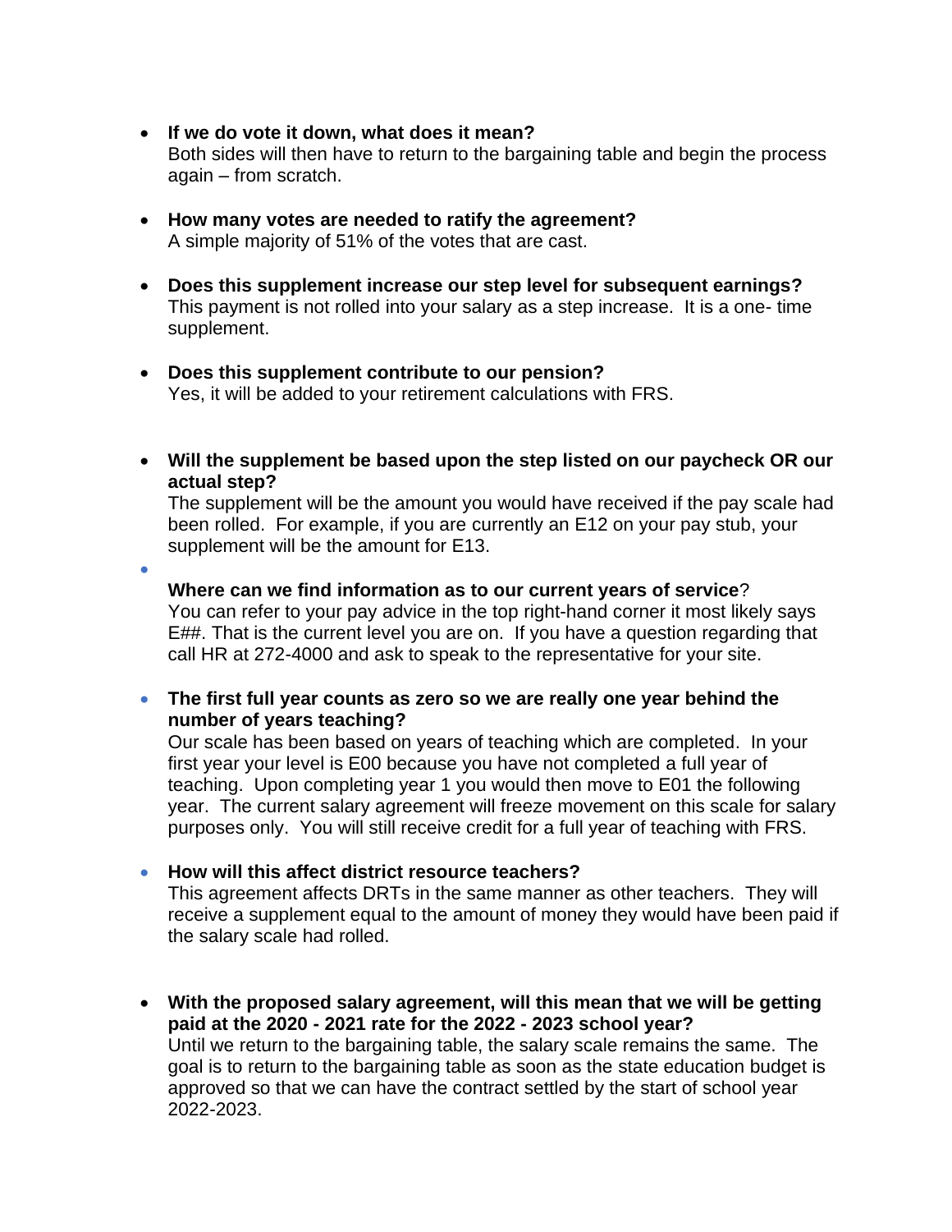- **If we do vote it down, what does it mean?**
  Both sides will then have to return to the bargaining table and begin the process again – from scratch.

- **How many votes are needed to ratify the agreement?**
  A simple majority of 51% of the votes that are cast.

- **Does this supplement increase our step level for subsequent earnings?**
  This payment is not rolled into your salary as a step increase. It is a one- time supplement.

- **Does this supplement contribute to our pension?**
  Yes, it will be added to your retirement calculations with FRS.

- **Will the supplement be based upon the step listed on our paycheck OR our actual step?**
  The supplement will be the amount you would have received if the pay scale had been rolled. For example, if you are currently an E12 on your pay stub, your supplement will be the amount for E13.

- **Where can we find information as to our current years of service**?
  You can refer to your pay advice in the top right-hand corner it most likely says E##. That is the current level you are on. If you have a question regarding that call HR at 272-4000 and ask to speak to the representative for your site.

- **The first full year counts as zero so we are really one year behind the number of years teaching?**
  Our scale has been based on years of teaching which are completed. In your first year your level is E00 because you have not completed a full year of teaching. Upon completing year 1 you would then move to E01 the following year. The current salary agreement will freeze movement on this scale for salary purposes only. You will still receive credit for a full year of teaching with FRS.

- **How will this affect district resource teachers?**
  This agreement affects DRTs in the same manner as other teachers. They will receive a supplement equal to the amount of money they would have been paid if the salary scale had rolled.

- **With the proposed salary agreement, will this mean that we will be getting paid at the 2020 - 2021 rate for the 2022 - 2023 school year?**
  Until we return to the bargaining table, the salary scale remains the same. The goal is to return to the bargaining table as soon as the state education budget is approved so that we can have the contract settled by the start of school year 2022-2023.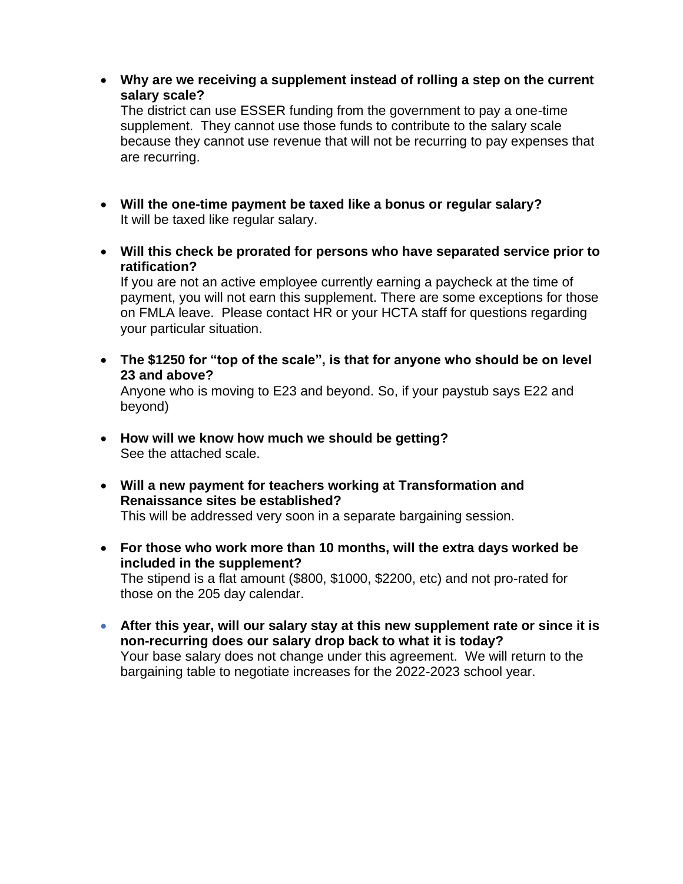- **Why are we receiving a supplement instead of rolling a step on the current salary scale?**
  The district can use ESSER funding from the government to pay a one-time supplement. They cannot use those funds to contribute to the salary scale because they cannot use revenue that will not be recurring to pay expenses that are recurring.

- **Will the one-time payment be taxed like a bonus or regular salary?**
  It will be taxed like regular salary.

- **Will this check be prorated for persons who have separated service prior to ratification?**
  If you are not an active employee currently earning a paycheck at the time of payment, you will not earn this supplement. There are some exceptions for those on FMLA leave. Please contact HR or your HCTA staff for questions regarding your particular situation.

- **The $1250 for "top of the scale", is that for anyone who should be on level 23 and above?**
  Anyone who is moving to E23 and beyond. So, if your paystub says E22 and beyond)

- **How will we know how much we should be getting?**
  See the attached scale.

- **Will a new payment for teachers working at Transformation and Renaissance sites be established?**
  This will be addressed very soon in a separate bargaining session.

- **For those who work more than 10 months, will the extra days worked be included in the supplement?**
  The stipend is a flat amount ($800, $1000, $2200, etc) and not pro-rated for those on the 205 day calendar.

- **After this year, will our salary stay at this new supplement rate or since it is non-recurring does our salary drop back to what it is today?**
  Your base salary does not change under this agreement. We will return to the bargaining table to negotiate increases for the 2022-2023 school year.